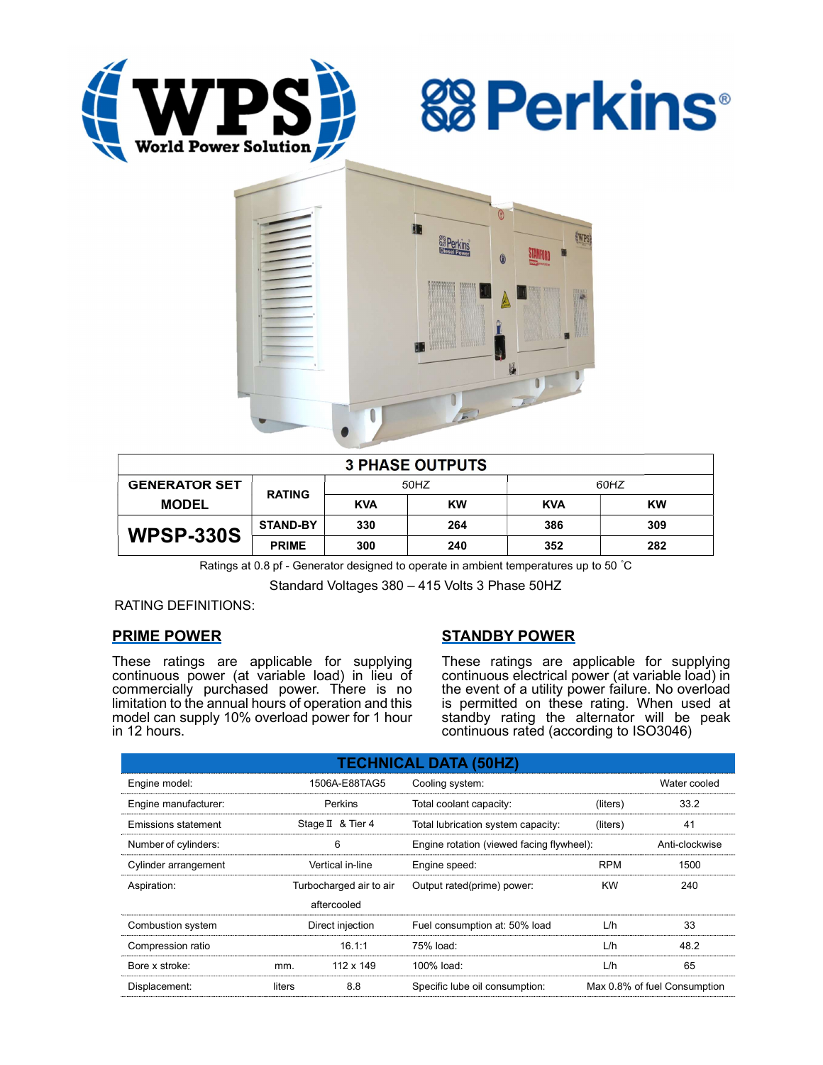WPS World Power Solution

Perkins®

| 3 PHASE OUTPUTS | | | | | |
|---|---|---|---|---|---|
| GENERATOR SET MODEL | RATING | 50HZ | | 60HZ | |
| | | KVA | KW | KVA | KW |
| WPSP-330S | STAND-BY | 330 | 264 | 386 | 309 |
| | PRIME | 300 | 240 | 352 | 282 |

Ratings at 0.8 pf - Generator designed to operate in ambient temperatures up to 50 ˚C

Standard Voltages 380 – 415 Volts 3 Phase 50HZ

RATING DEFINITIONS:

## PRIME POWER

These ratings are applicable for supplying continuous power (at variable load) in lieu of commercially purchased power. There is no limitation to the annual hours of operation and this model can supply 10% overload power for 1 hour in 12 hours.

## STANDBY POWER

These ratings are applicable for supplying continuous electrical power (at variable load) in the event of a utility power failure. No overload is permitted on these rating. When used at standby rating the alternator will be peak continuous rated (according to ISO3046)

## TECHNICAL DATA (50HZ)

| | | | | | |
|---|---|---|---|---|---|
| Engine model: | | 1506A-E88TAG5 | Cooling system: | | Water cooled |
| Engine manufacturer: | | Perkins | Total coolant capacity: | (liters) | 33.2 |
| Emissions statement | | Stage Ⅱ & Tier 4 | Total lubrication system capacity: | (liters) | 41 |
| Number of cylinders: | | 6 | Engine rotation (viewed facing flywheel): | | Anti-clockwise |
| Cylinder arrangement | | Vertical in-line | Engine speed: | RPM | 1500 |
| Aspiration: | | Turbocharged air to air aftercooled | Output rated(prime) power: | KW | 240 |
| Combustion system | | Direct injection | Fuel consumption at: 50% load | L/h | 33 |
| Compression ratio | | 16.1:1 | 75% load: | L/h | 48.2 |
| Bore x stroke: | mm. | 112 x 149 | 100% load: | L/h | 65 |
| Displacement: | liters | 8.8 | Specific lube oil consumption: | | Max 0.8% of fuel Consumption |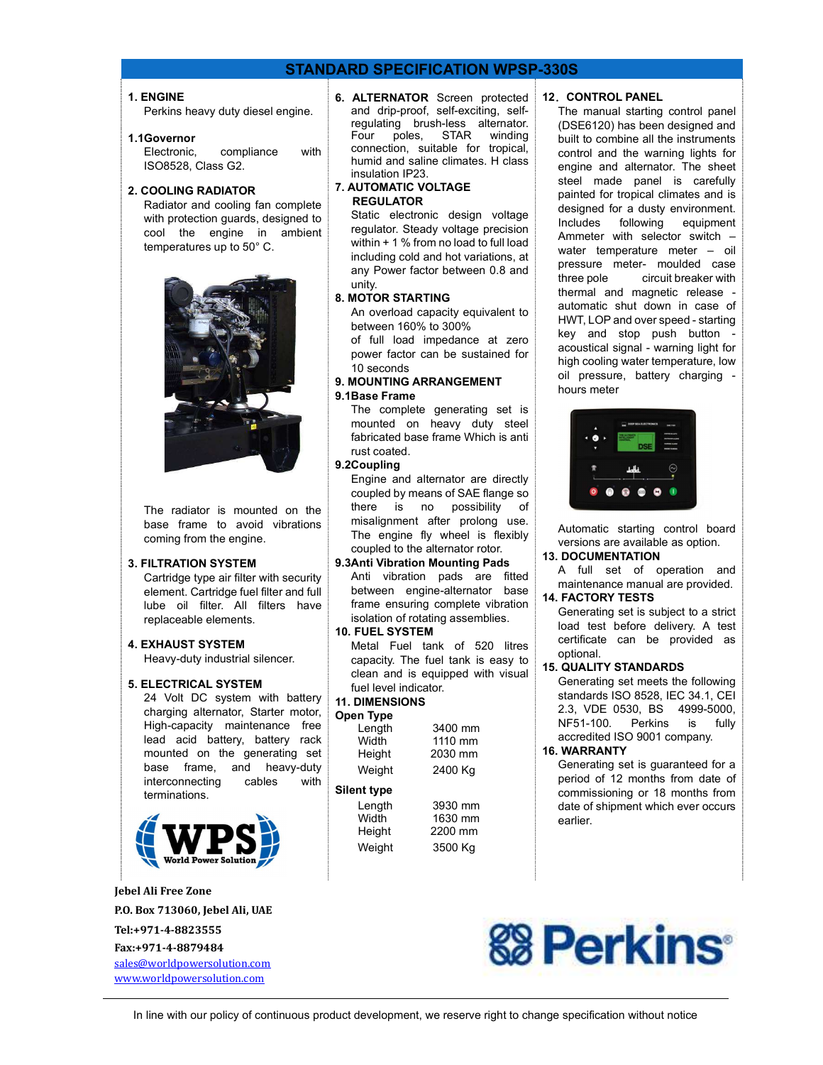# STANDARD SPECIFICATION WPSP-330S

## 1. ENGINE

Perkins heavy duty diesel engine.

### 1.1Governor

Electronic, compliance with ISO8528, Class G2.

## 2. COOLING RADIATOR

Radiator and cooling fan complete with protection guards, designed to cool the engine in ambient temperatures up to 50° C.

The radiator is mounted on the base frame to avoid vibrations coming from the engine.

## 3. FILTRATION SYSTEM

Cartridge type air filter with security element. Cartridge fuel filter and full lube oil filter. All filters have replaceable elements.

## 4. EXHAUST SYSTEM

Heavy-duty industrial silencer.

## 5. ELECTRICAL SYSTEM

24 Volt DC system with battery charging alternator, Starter motor, High-capacity maintenance free lead acid battery, battery rack mounted on the generating set base frame, and heavy-duty interconnecting cables with terminations.

## 6. ALTERNATOR

Screen protected and drip-proof, self-exciting, self-regulating brush-less alternator. Four poles, STAR winding connection, suitable for tropical, humid and saline climates. H class insulation IP23.

## 7. AUTOMATIC VOLTAGE REGULATOR

Static electronic design voltage regulator. Steady voltage precision within + 1 % from no load to full load including cold and hot variations, at any Power factor between 0.8 and unity.

## 8. MOTOR STARTING

An overload capacity equivalent to between 160% to 300% of full load impedance at zero power factor can be sustained for 10 seconds

## 9. MOUNTING ARRANGEMENT

### 9.1Base Frame

The complete generating set is mounted on heavy duty steel fabricated base frame Which is anti rust coated.

### 9.2Coupling

Engine and alternator are directly coupled by means of SAE flange so there is no possibility of misalignment after prolong use. The engine fly wheel is flexibly coupled to the alternator rotor.

### 9.3Anti Vibration Mounting Pads

Anti vibration pads are fitted between engine-alternator base frame ensuring complete vibration isolation of rotating assemblies.

## 10. FUEL SYSTEM

Metal Fuel tank of 520 litres capacity. The fuel tank is easy to clean and is equipped with visual fuel level indicator.

## 11. DIMENSIONS

**Open Type**

| | |
|---|---|
| Length | 3400 mm |
| Width | 1110 mm |
| Height | 2030 mm |
| Weight | 2400 Kg |

**Silent type**

| | |
|---|---|
| Length | 3930 mm |
| Width | 1630 mm |
| Height | 2200 mm |
| Weight | 3500 Kg |

## 12. CONTROL PANEL

The manual starting control panel (DSE6120) has been designed and built to combine all the instruments control and the warning lights for engine and alternator. The sheet steel made panel is carefully painted for tropical climates and is designed for a dusty environment. Includes following equipment Ammeter with selector switch – water temperature meter – oil pressure meter- moulded case three pole circuit breaker with thermal and magnetic release - automatic shut down in case of HWT, LOP and over speed - starting key and stop push button - acoustical signal - warning light for high cooling water temperature, low oil pressure, battery charging - hours meter

Automatic starting control board versions are available as option.

## 13. DOCUMENTATION

A full set of operation and maintenance manual are provided.

## 14. FACTORY TESTS

Generating set is subject to a strict load test before delivery. A test certificate can be provided as optional.

## 15. QUALITY STANDARDS

Generating set meets the following standards ISO 8528, IEC 34.1, CEI 2.3, VDE 0530, BS 4999-5000, NF51-100. Perkins is fully accredited ISO 9001 company.

## 16. WARRANTY

Generating set is guaranteed for a period of 12 months from date of commissioning or 18 months from date of shipment which ever occurs earlier.

WPS World Power Solution

**Jebel Ali Free Zone**
**P.O. Box 713060, Jebel Ali, UAE**
**Tel:+971-4-8823555**
**Fax:+971-4-8879484**
sales@worldpowersolution.com
www.worldpowersolution.com

Perkins

In line with our policy of continuous product development, we reserve right to change specification without notice